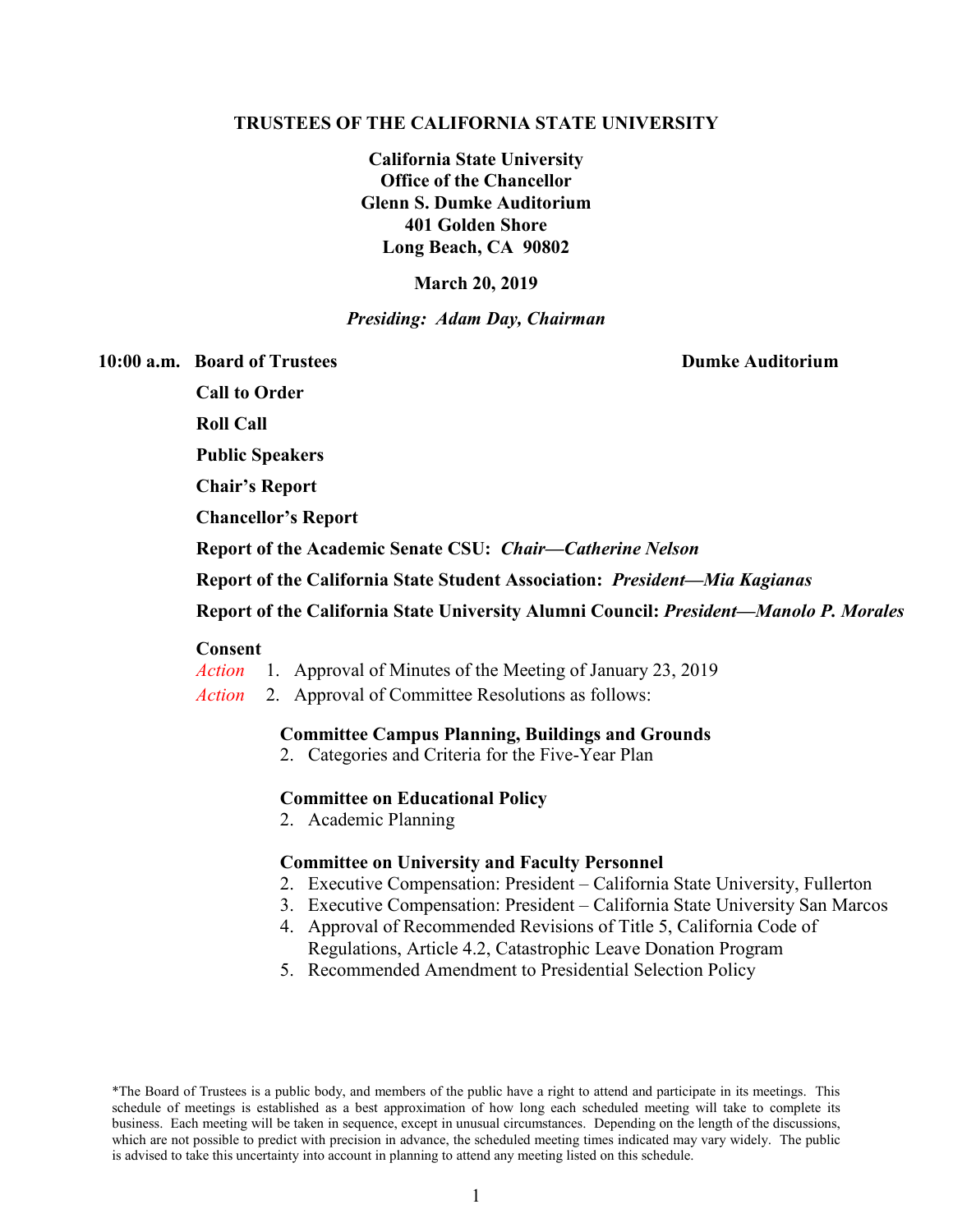# TRUSTEES OF THE CALIFORNIA STATE UNIVERSITY

**California State University**
**Office of the Chancellor**
**Glenn S. Dumke Auditorium**
**401 Golden Shore**
**Long Beach, CA 90802**

**March 20, 2019**

***Presiding: Adam Day, Chairman***

**10:00 a.m. Board of Trustees** **Dumke Auditorium**

**Call to Order**

**Roll Call**

**Public Speakers**

**Chair's Report**

**Chancellor's Report**

**Report of the Academic Senate CSU:** ***Chair—Catherine Nelson***

**Report of the California State Student Association:** ***President—Mia Kagianas***

**Report of the California State University Alumni Council:** ***President—Manolo P. Morales***

**Consent**

*Action* 1. Approval of Minutes of the Meeting of January 23, 2019

*Action* 2. Approval of Committee Resolutions as follows:

**Committee Campus Planning, Buildings and Grounds**

2. Categories and Criteria for the Five-Year Plan

**Committee on Educational Policy**

2. Academic Planning

**Committee on University and Faculty Personnel**

2. Executive Compensation: President – California State University, Fullerton
3. Executive Compensation: President – California State University San Marcos
4. Approval of Recommended Revisions of Title 5, California Code of Regulations, Article 4.2, Catastrophic Leave Donation Program
5. Recommended Amendment to Presidential Selection Policy

*The Board of Trustees is a public body, and members of the public have a right to attend and participate in its meetings. This schedule of meetings is established as a best approximation of how long each scheduled meeting will take to complete its business. Each meeting will be taken in sequence, except in unusual circumstances. Depending on the length of the discussions, which are not possible to predict with precision in advance, the scheduled meeting times indicated may vary widely. The public is advised to take this uncertainty into account in planning to attend any meeting listed on this schedule.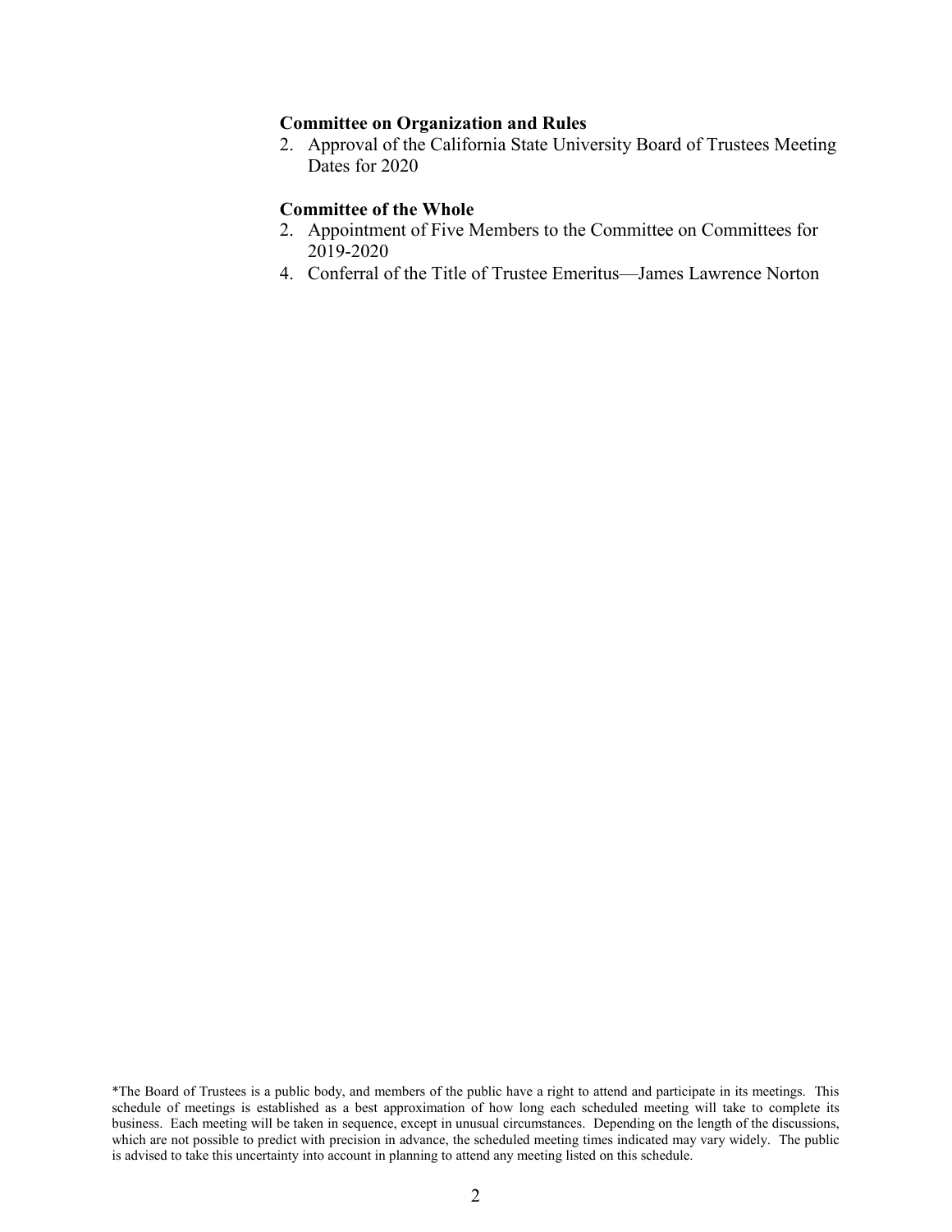**Committee on Organization and Rules**

2. Approval of the California State University Board of Trustees Meeting Dates for 2020

**Committee of the Whole**

2. Appointment of Five Members to the Committee on Committees for 2019-2020
4. Conferral of the Title of Trustee Emeritus—James Lawrence Norton

*The Board of Trustees is a public body, and members of the public have a right to attend and participate in its meetings. This schedule of meetings is established as a best approximation of how long each scheduled meeting will take to complete its business. Each meeting will be taken in sequence, except in unusual circumstances. Depending on the length of the discussions, which are not possible to predict with precision in advance, the scheduled meeting times indicated may vary widely. The public is advised to take this uncertainty into account in planning to attend any meeting listed on this schedule.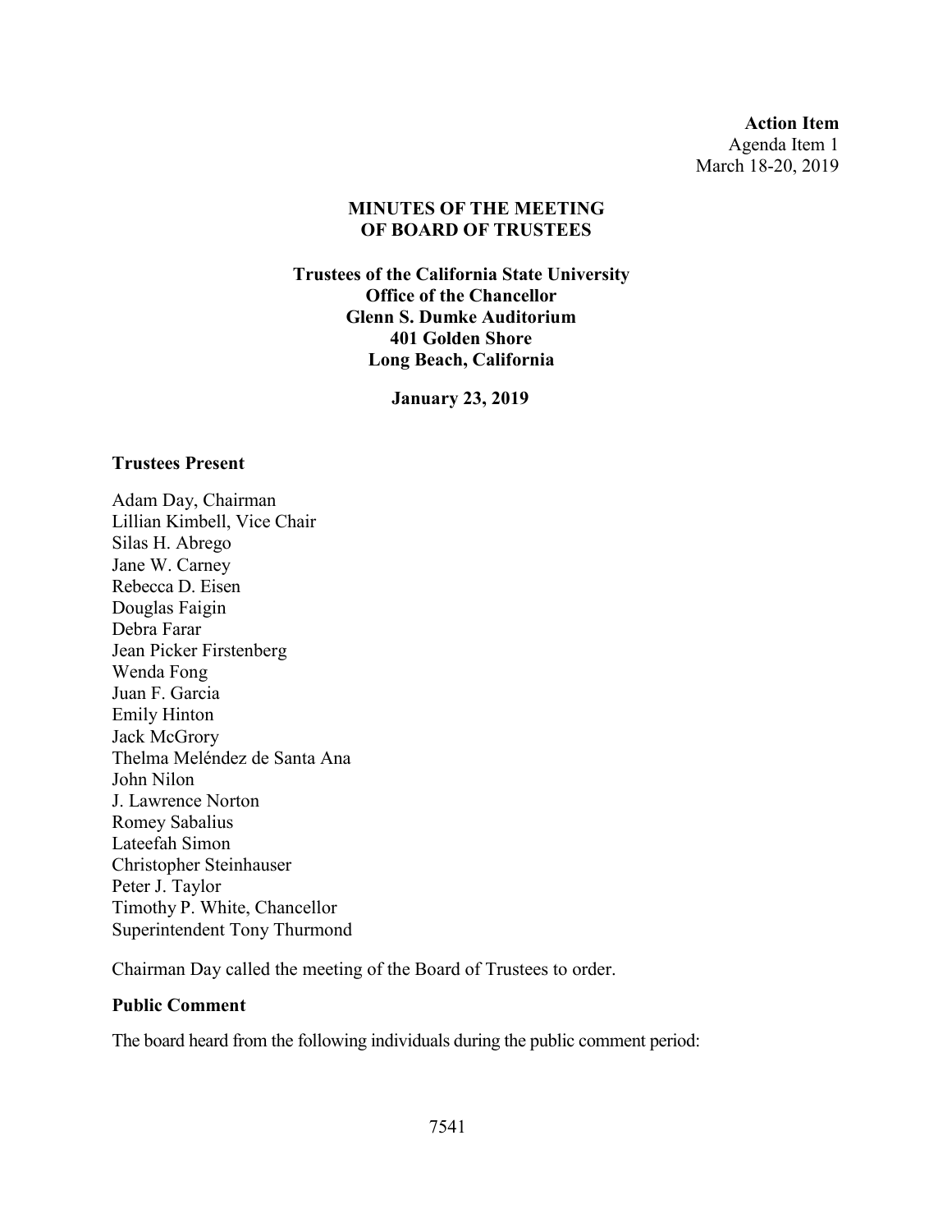**Action Item**
Agenda Item 1
March 18-20, 2019

**MINUTES OF THE MEETING OF BOARD OF TRUSTEES**

**Trustees of the California State University**
**Office of the Chancellor**
**Glenn S. Dumke Auditorium**
**401 Golden Shore**
**Long Beach, California**

**January 23, 2019**

### Trustees Present

Adam Day, Chairman
Lillian Kimbell, Vice Chair
Silas H. Abrego
Jane W. Carney
Rebecca D. Eisen
Douglas Faigin
Debra Farar
Jean Picker Firstenberg
Wenda Fong
Juan F. Garcia
Emily Hinton
Jack McGrory
Thelma Meléndez de Santa Ana
John Nilon
J. Lawrence Norton
Romey Sabalius
Lateefah Simon
Christopher Steinhauser
Peter J. Taylor
Timothy P. White, Chancellor
Superintendent Tony Thurmond

Chairman Day called the meeting of the Board of Trustees to order.

### Public Comment

The board heard from the following individuals during the public comment period: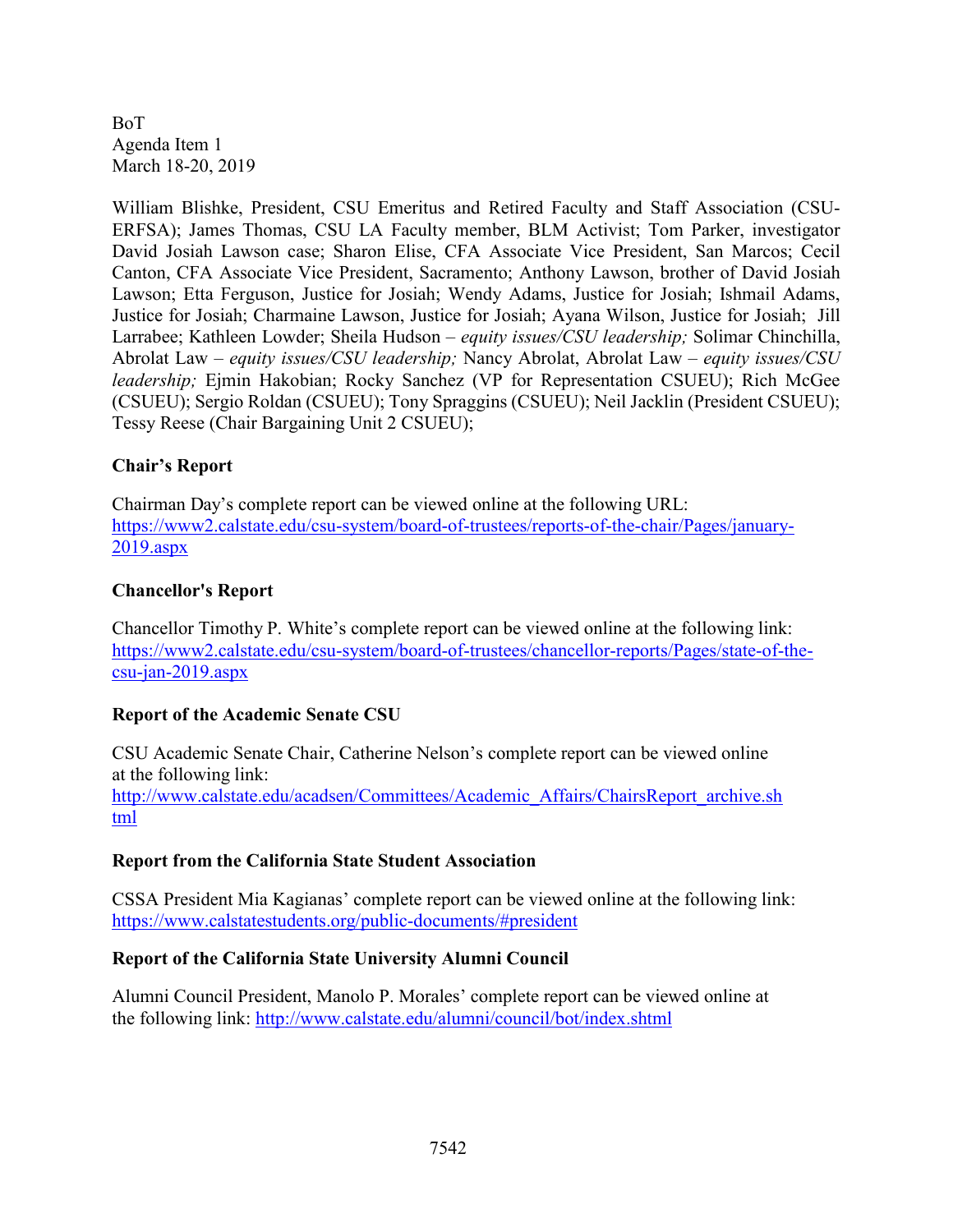BoT
Agenda Item 1
March 18-20, 2019

William Blishke, President, CSU Emeritus and Retired Faculty and Staff Association (CSU-ERFSA); James Thomas, CSU LA Faculty member, BLM Activist; Tom Parker, investigator David Josiah Lawson case; Sharon Elise, CFA Associate Vice President, San Marcos; Cecil Canton, CFA Associate Vice President, Sacramento; Anthony Lawson, brother of David Josiah Lawson; Etta Ferguson, Justice for Josiah; Wendy Adams, Justice for Josiah; Ishmail Adams, Justice for Josiah; Charmaine Lawson, Justice for Josiah; Ayana Wilson, Justice for Josiah; Jill Larrabee; Kathleen Lowder; Sheila Hudson – *equity issues/CSU leadership;* Solimar Chinchilla, Abrolat Law – *equity issues/CSU leadership;* Nancy Abrolat, Abrolat Law – *equity issues/CSU leadership;* Ejmin Hakobian; Rocky Sanchez (VP for Representation CSUEU); Rich McGee (CSUEU); Sergio Roldan (CSUEU); Tony Spraggins (CSUEU); Neil Jacklin (President CSUEU); Tessy Reese (Chair Bargaining Unit 2 CSUEU);

**Chair's Report**

Chairman Day's complete report can be viewed online at the following URL: https://www2.calstate.edu/csu-system/board-of-trustees/reports-of-the-chair/Pages/january-2019.aspx

**Chancellor's Report**

Chancellor Timothy P. White's complete report can be viewed online at the following link: https://www2.calstate.edu/csu-system/board-of-trustees/chancellor-reports/Pages/state-of-the-csu-jan-2019.aspx

**Report of the Academic Senate CSU**

CSU Academic Senate Chair, Catherine Nelson's complete report can be viewed online at the following link: http://www.calstate.edu/acadsen/Committees/Academic_Affairs/ChairsReport_archive.shtml

**Report from the California State Student Association**

CSSA President Mia Kagianas' complete report can be viewed online at the following link: https://www.calstatestudents.org/public-documents/#president

**Report of the California State University Alumni Council**

Alumni Council President, Manolo P. Morales' complete report can be viewed online at the following link: http://www.calstate.edu/alumni/council/bot/index.shtml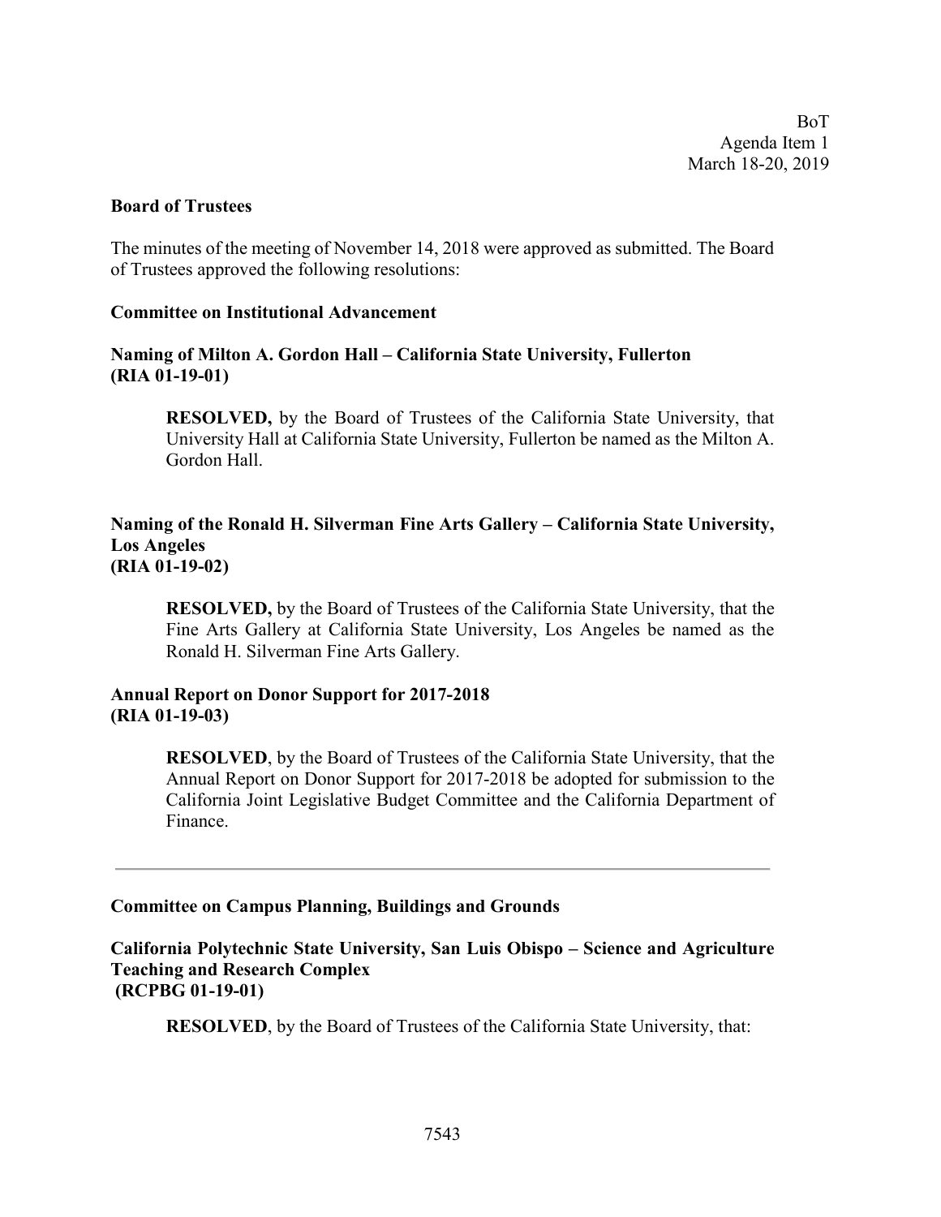BoT
Agenda Item 1
March 18-20, 2019

**Board of Trustees**

The minutes of the meeting of November 14, 2018 were approved as submitted. The Board of Trustees approved the following resolutions:

**Committee on Institutional Advancement**

**Naming of Milton A. Gordon Hall – California State University, Fullerton (RIA 01-19-01)**

> **RESOLVED,** by the Board of Trustees of the California State University, that University Hall at California State University, Fullerton be named as the Milton A. Gordon Hall.

**Naming of the Ronald H. Silverman Fine Arts Gallery – California State University, Los Angeles (RIA 01-19-02)**

> **RESOLVED,** by the Board of Trustees of the California State University, that the Fine Arts Gallery at California State University, Los Angeles be named as the Ronald H. Silverman Fine Arts Gallery.

**Annual Report on Donor Support for 2017-2018 (RIA 01-19-03)**

> **RESOLVED**, by the Board of Trustees of the California State University, that the Annual Report on Donor Support for 2017-2018 be adopted for submission to the California Joint Legislative Budget Committee and the California Department of Finance.

---

**Committee on Campus Planning, Buildings and Grounds**

**California Polytechnic State University, San Luis Obispo – Science and Agriculture Teaching and Research Complex (RCPBG 01-19-01)**

> **RESOLVED**, by the Board of Trustees of the California State University, that: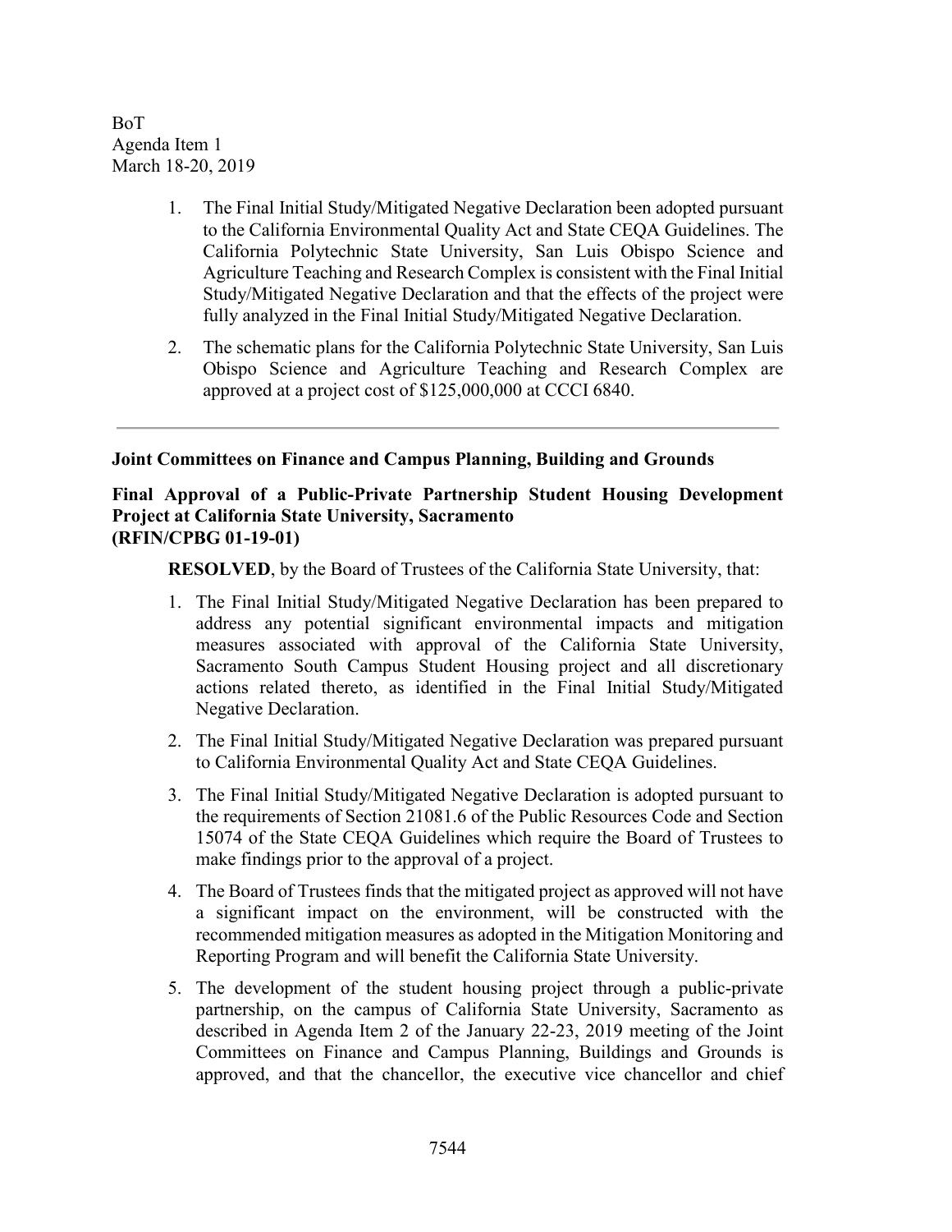1. The Final Initial Study/Mitigated Negative Declaration been adopted pursuant to the California Environmental Quality Act and State CEQA Guidelines. The California Polytechnic State University, San Luis Obispo Science and Agriculture Teaching and Research Complex is consistent with the Final Initial Study/Mitigated Negative Declaration and that the effects of the project were fully analyzed in the Final Initial Study/Mitigated Negative Declaration.
2. The schematic plans for the California Polytechnic State University, San Luis Obispo Science and Agriculture Teaching and Research Complex are approved at a project cost of $125,000,000 at CCCI 6840.

---

**Joint Committees on Finance and Campus Planning, Building and Grounds**

**Final Approval of a Public-Private Partnership Student Housing Development Project at California State University, Sacramento (RFIN/CPBG 01-19-01)**

**RESOLVED**, by the Board of Trustees of the California State University, that:

1. The Final Initial Study/Mitigated Negative Declaration has been prepared to address any potential significant environmental impacts and mitigation measures associated with approval of the California State University, Sacramento South Campus Student Housing project and all discretionary actions related thereto, as identified in the Final Initial Study/Mitigated Negative Declaration.
2. The Final Initial Study/Mitigated Negative Declaration was prepared pursuant to California Environmental Quality Act and State CEQA Guidelines.
3. The Final Initial Study/Mitigated Negative Declaration is adopted pursuant to the requirements of Section 21081.6 of the Public Resources Code and Section 15074 of the State CEQA Guidelines which require the Board of Trustees to make findings prior to the approval of a project.
4. The Board of Trustees finds that the mitigated project as approved will not have a significant impact on the environment, will be constructed with the recommended mitigation measures as adopted in the Mitigation Monitoring and Reporting Program and will benefit the California State University.
5. The development of the student housing project through a public-private partnership, on the campus of California State University, Sacramento as described in Agenda Item 2 of the January 22-23, 2019 meeting of the Joint Committees on Finance and Campus Planning, Buildings and Grounds is approved, and that the chancellor, the executive vice chancellor and chief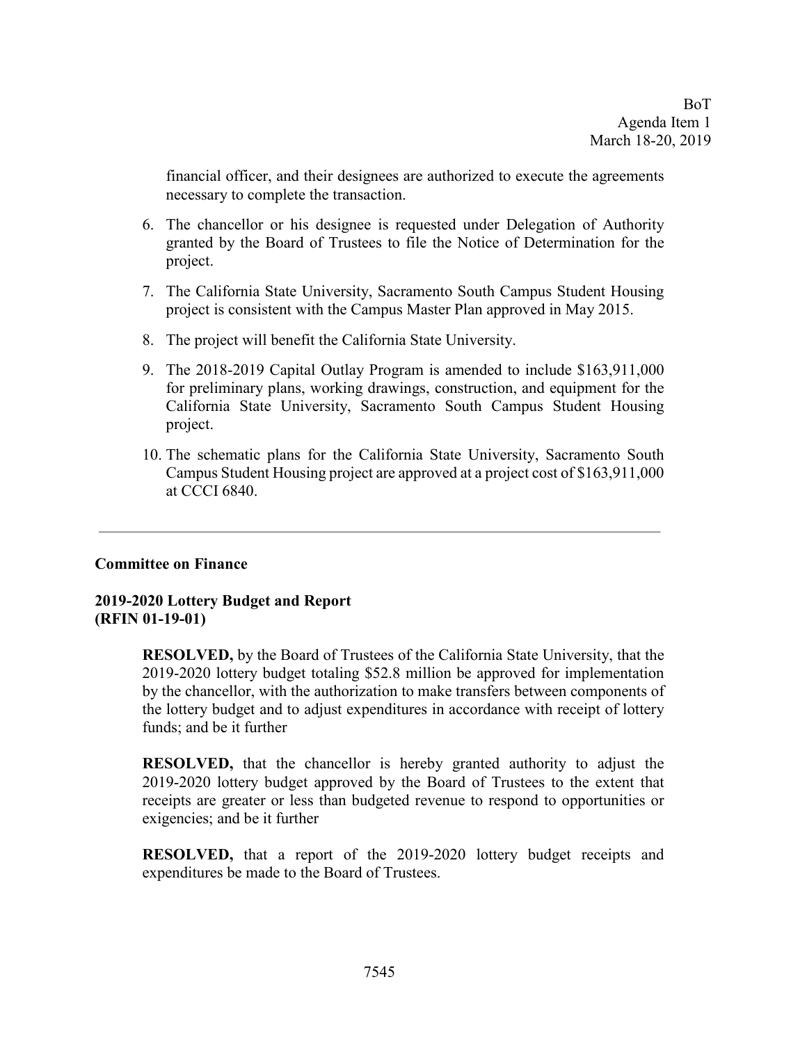financial officer, and their designees are authorized to execute the agreements necessary to complete the transaction.

6. The chancellor or his designee is requested under Delegation of Authority granted by the Board of Trustees to file the Notice of Determination for the project.
7. The California State University, Sacramento South Campus Student Housing project is consistent with the Campus Master Plan approved in May 2015.
8. The project will benefit the California State University.
9. The 2018-2019 Capital Outlay Program is amended to include $163,911,000 for preliminary plans, working drawings, construction, and equipment for the California State University, Sacramento South Campus Student Housing project.
10. The schematic plans for the California State University, Sacramento South Campus Student Housing project are approved at a project cost of $163,911,000 at CCCI 6840.

---

**Committee on Finance**

**2019-2020 Lottery Budget and Report**
**(RFIN 01-19-01)**

**RESOLVED,** by the Board of Trustees of the California State University, that the 2019-2020 lottery budget totaling $52.8 million be approved for implementation by the chancellor, with the authorization to make transfers between components of the lottery budget and to adjust expenditures in accordance with receipt of lottery funds; and be it further

**RESOLVED,** that the chancellor is hereby granted authority to adjust the 2019-2020 lottery budget approved by the Board of Trustees to the extent that receipts are greater or less than budgeted revenue to respond to opportunities or exigencies; and be it further

**RESOLVED,** that a report of the 2019-2020 lottery budget receipts and expenditures be made to the Board of Trustees.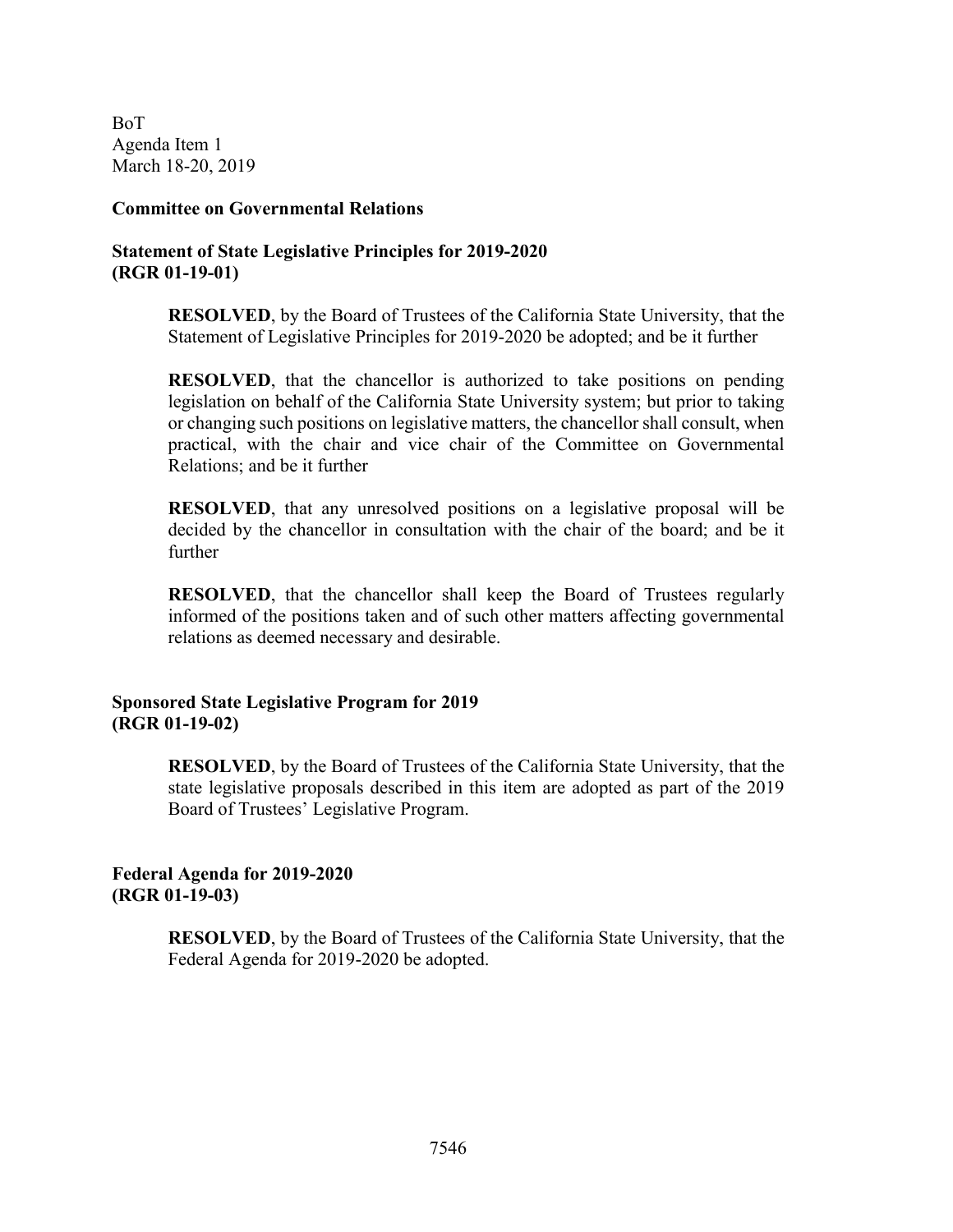BoT
Agenda Item 1
March 18-20, 2019

**Committee on Governmental Relations**

**Statement of State Legislative Principles for 2019-2020**
**(RGR 01-19-01)**

> **RESOLVED**, by the Board of Trustees of the California State University, that the Statement of Legislative Principles for 2019-2020 be adopted; and be it further
>
> **RESOLVED**, that the chancellor is authorized to take positions on pending legislation on behalf of the California State University system; but prior to taking or changing such positions on legislative matters, the chancellor shall consult, when practical, with the chair and vice chair of the Committee on Governmental Relations; and be it further
>
> **RESOLVED**, that any unresolved positions on a legislative proposal will be decided by the chancellor in consultation with the chair of the board; and be it further
>
> **RESOLVED**, that the chancellor shall keep the Board of Trustees regularly informed of the positions taken and of such other matters affecting governmental relations as deemed necessary and desirable.

**Sponsored State Legislative Program for 2019**
**(RGR 01-19-02)**

> **RESOLVED**, by the Board of Trustees of the California State University, that the state legislative proposals described in this item are adopted as part of the 2019 Board of Trustees' Legislative Program.

**Federal Agenda for 2019-2020**
**(RGR 01-19-03)**

> **RESOLVED**, by the Board of Trustees of the California State University, that the Federal Agenda for 2019-2020 be adopted.